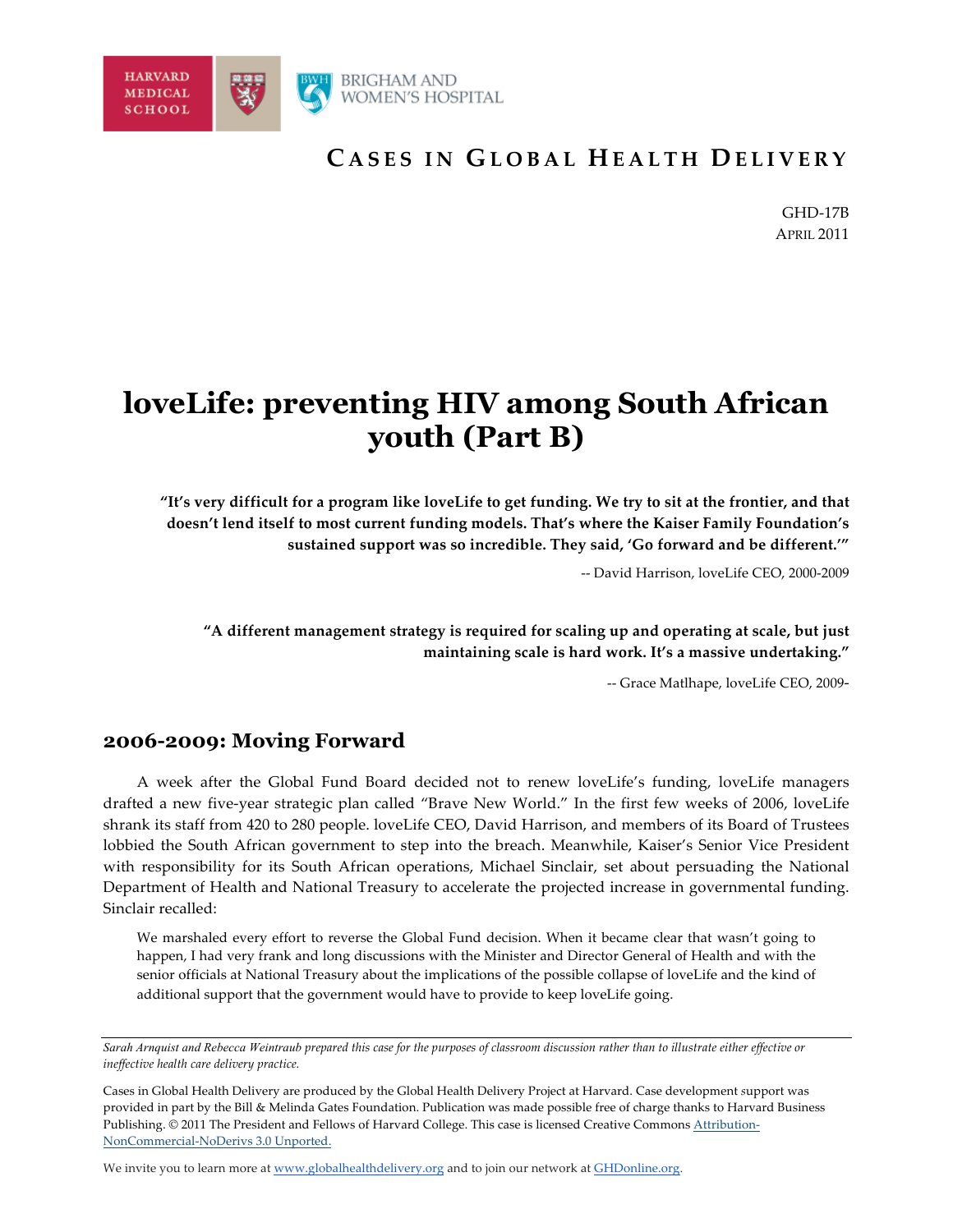HARVARD MEDICAL SCHOOL

BRIGHAM AND WOMEN'S HOSPITAL

**CASES IN GLOBAL HEALTH DELIVERY**

GHD-17B
APRIL 2011

# loveLife: preventing HIV among South African youth (Part B)

> **"It's very difficult for a program like loveLife to get funding. We try to sit at the frontier, and that doesn't lend itself to most current funding models. That's where the Kaiser Family Foundation's sustained support was so incredible. They said, 'Go forward and be different.'"**
>
> -- David Harrison, loveLife CEO, 2000-2009

> **"A different management strategy is required for scaling up and operating at scale, but just maintaining scale is hard work. It's a massive undertaking."**
>
> -- Grace Matlhape, loveLife CEO, 2009-

## 2006-2009: Moving Forward

A week after the Global Fund Board decided not to renew loveLife's funding, loveLife managers drafted a new five-year strategic plan called "Brave New World." In the first few weeks of 2006, loveLife shrank its staff from 420 to 280 people. loveLife CEO, David Harrison, and members of its Board of Trustees lobbied the South African government to step into the breach. Meanwhile, Kaiser's Senior Vice President with responsibility for its South African operations, Michael Sinclair, set about persuading the National Department of Health and National Treasury to accelerate the projected increase in governmental funding. Sinclair recalled:

> We marshaled every effort to reverse the Global Fund decision. When it became clear that wasn't going to happen, I had very frank and long discussions with the Minister and Director General of Health and with the senior officials at National Treasury about the implications of the possible collapse of loveLife and the kind of additional support that the government would have to provide to keep loveLife going.

---

*Sarah Arnquist and Rebecca Weintraub prepared this case for the purposes of classroom discussion rather than to illustrate either effective or ineffective health care delivery practice.*

Cases in Global Health Delivery are produced by the Global Health Delivery Project at Harvard. Case development support was provided in part by the Bill & Melinda Gates Foundation. Publication was made possible free of charge thanks to Harvard Business Publishing. © 2011 The President and Fellows of Harvard College. This case is licensed Creative Commons Attribution-NonCommercial-NoDerivs 3.0 Unported.

We invite you to learn more at www.globalhealthdelivery.org and to join our network at GHDonline.org.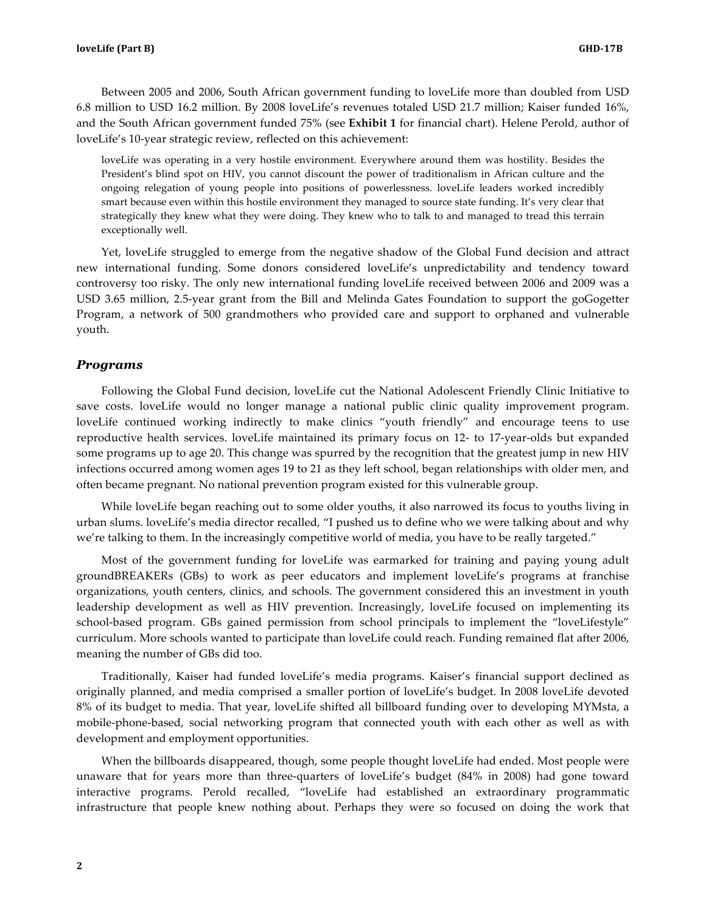Between 2005 and 2006, South African government funding to loveLife more than doubled from USD 6.8 million to USD 16.2 million. By 2008 loveLife's revenues totaled USD 21.7 million; Kaiser funded 16%, and the South African government funded 75% (see **Exhibit 1** for financial chart). Helene Perold, author of loveLife's 10-year strategic review, reflected on this achievement:

> loveLife was operating in a very hostile environment. Everywhere around them was hostility. Besides the President's blind spot on HIV, you cannot discount the power of traditionalism in African culture and the ongoing relegation of young people into positions of powerlessness. loveLife leaders worked incredibly smart because even within this hostile environment they managed to source state funding. It's very clear that strategically they knew what they were doing. They knew who to talk to and managed to tread this terrain exceptionally well.

Yet, loveLife struggled to emerge from the negative shadow of the Global Fund decision and attract new international funding. Some donors considered loveLife's unpredictability and tendency toward controversy too risky. The only new international funding loveLife received between 2006 and 2009 was a USD 3.65 million, 2.5-year grant from the Bill and Melinda Gates Foundation to support the goGogetter Program, a network of 500 grandmothers who provided care and support to orphaned and vulnerable youth.

## *Programs*

Following the Global Fund decision, loveLife cut the National Adolescent Friendly Clinic Initiative to save costs. loveLife would no longer manage a national public clinic quality improvement program. loveLife continued working indirectly to make clinics "youth friendly" and encourage teens to use reproductive health services. loveLife maintained its primary focus on 12- to 17-year-olds but expanded some programs up to age 20. This change was spurred by the recognition that the greatest jump in new HIV infections occurred among women ages 19 to 21 as they left school, began relationships with older men, and often became pregnant. No national prevention program existed for this vulnerable group.

While loveLife began reaching out to some older youths, it also narrowed its focus to youths living in urban slums. loveLife's media director recalled, "I pushed us to define who we were talking about and why we're talking to them. In the increasingly competitive world of media, you have to be really targeted."

Most of the government funding for loveLife was earmarked for training and paying young adult groundBREAKERs (GBs) to work as peer educators and implement loveLife's programs at franchise organizations, youth centers, clinics, and schools. The government considered this an investment in youth leadership development as well as HIV prevention. Increasingly, loveLife focused on implementing its school-based program. GBs gained permission from school principals to implement the "loveLifestyle" curriculum. More schools wanted to participate than loveLife could reach. Funding remained flat after 2006, meaning the number of GBs did too.

Traditionally, Kaiser had funded loveLife's media programs. Kaiser's financial support declined as originally planned, and media comprised a smaller portion of loveLife's budget. In 2008 loveLife devoted 8% of its budget to media. That year, loveLife shifted all billboard funding over to developing MYMsta, a mobile-phone-based, social networking program that connected youth with each other as well as with development and employment opportunities.

When the billboards disappeared, though, some people thought loveLife had ended. Most people were unaware that for years more than three-quarters of loveLife's budget (84% in 2008) had gone toward interactive programs. Perold recalled, "loveLife had established an extraordinary programmatic infrastructure that people knew nothing about. Perhaps they were so focused on doing the work that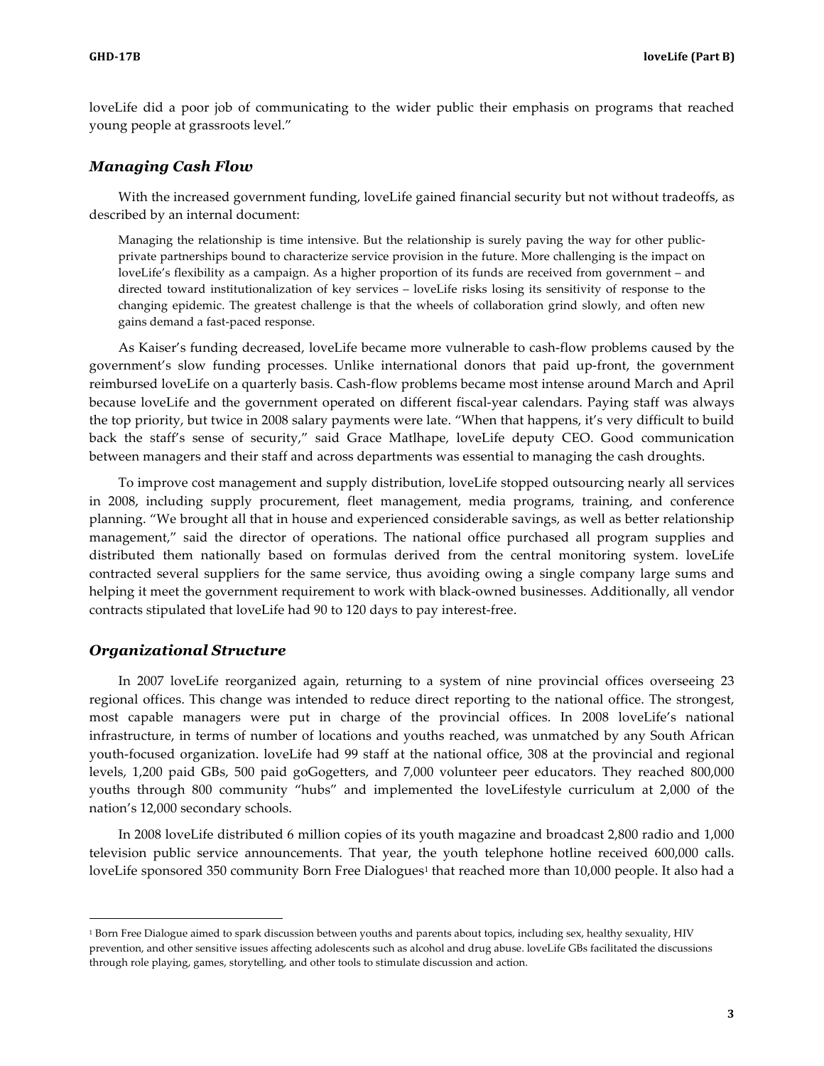loveLife did a poor job of communicating to the wider public their emphasis on programs that reached young people at grassroots level."

### *Managing Cash Flow*

With the increased government funding, loveLife gained financial security but not without tradeoffs, as described by an internal document:

> Managing the relationship is time intensive. But the relationship is surely paving the way for other public-private partnerships bound to characterize service provision in the future. More challenging is the impact on loveLife's flexibility as a campaign. As a higher proportion of its funds are received from government – and directed toward institutionalization of key services – loveLife risks losing its sensitivity of response to the changing epidemic. The greatest challenge is that the wheels of collaboration grind slowly, and often new gains demand a fast-paced response.

As Kaiser's funding decreased, loveLife became more vulnerable to cash-flow problems caused by the government's slow funding processes. Unlike international donors that paid up-front, the government reimbursed loveLife on a quarterly basis. Cash-flow problems became most intense around March and April because loveLife and the government operated on different fiscal-year calendars. Paying staff was always the top priority, but twice in 2008 salary payments were late. "When that happens, it's very difficult to build back the staff's sense of security," said Grace Matlhape, loveLife deputy CEO. Good communication between managers and their staff and across departments was essential to managing the cash droughts.

To improve cost management and supply distribution, loveLife stopped outsourcing nearly all services in 2008, including supply procurement, fleet management, media programs, training, and conference planning. "We brought all that in house and experienced considerable savings, as well as better relationship management," said the director of operations. The national office purchased all program supplies and distributed them nationally based on formulas derived from the central monitoring system. loveLife contracted several suppliers for the same service, thus avoiding owing a single company large sums and helping it meet the government requirement to work with black-owned businesses. Additionally, all vendor contracts stipulated that loveLife had 90 to 120 days to pay interest-free.

### *Organizational Structure*

In 2007 loveLife reorganized again, returning to a system of nine provincial offices overseeing 23 regional offices. This change was intended to reduce direct reporting to the national office. The strongest, most capable managers were put in charge of the provincial offices. In 2008 loveLife's national infrastructure, in terms of number of locations and youths reached, was unmatched by any South African youth-focused organization. loveLife had 99 staff at the national office, 308 at the provincial and regional levels, 1,200 paid GBs, 500 paid goGogetters, and 7,000 volunteer peer educators. They reached 800,000 youths through 800 community "hubs" and implemented the loveLifestyle curriculum at 2,000 of the nation's 12,000 secondary schools.

In 2008 loveLife distributed 6 million copies of its youth magazine and broadcast 2,800 radio and 1,000 television public service announcements. That year, the youth telephone hotline received 600,000 calls. loveLife sponsored 350 community Born Free Dialogues[1] that reached more than 10,000 people. It also had a

[1] Born Free Dialogue aimed to spark discussion between youths and parents about topics, including sex, healthy sexuality, HIV prevention, and other sensitive issues affecting adolescents such as alcohol and drug abuse. loveLife GBs facilitated the discussions through role playing, games, storytelling, and other tools to stimulate discussion and action.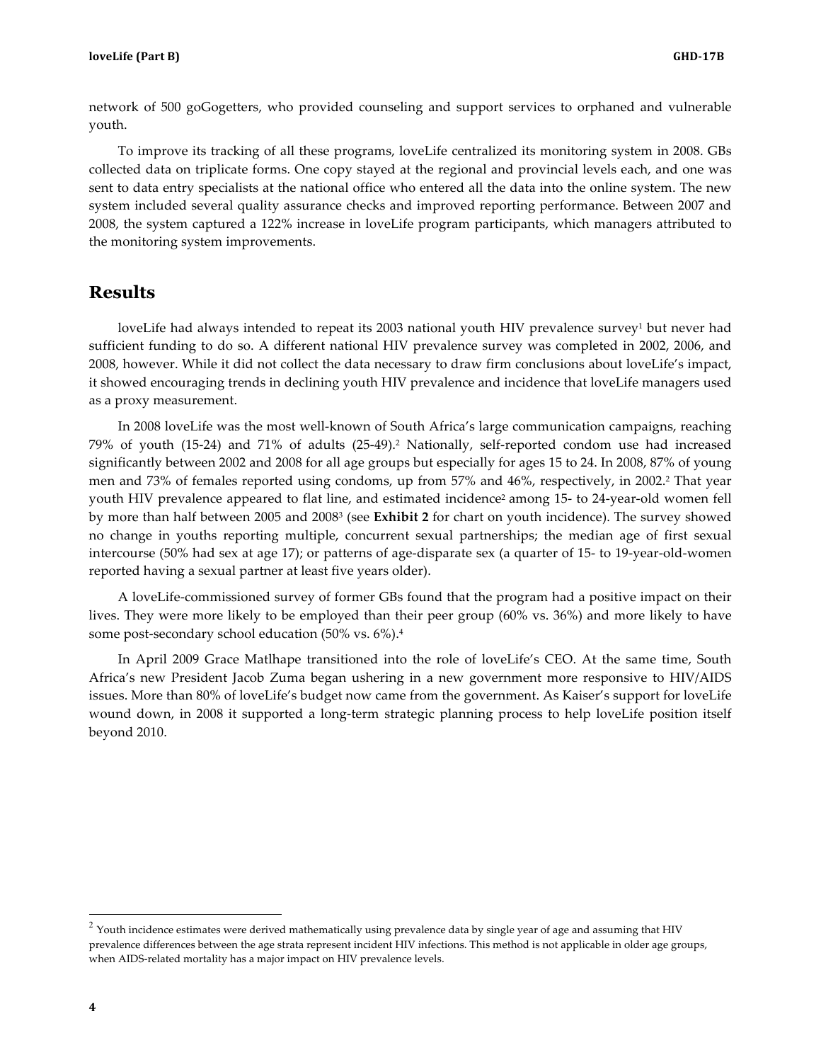network of 500 goGogetters, who provided counseling and support services to orphaned and vulnerable youth.

To improve its tracking of all these programs, loveLife centralized its monitoring system in 2008. GBs collected data on triplicate forms. One copy stayed at the regional and provincial levels each, and one was sent to data entry specialists at the national office who entered all the data into the online system. The new system included several quality assurance checks and improved reporting performance. Between 2007 and 2008, the system captured a 122% increase in loveLife program participants, which managers attributed to the monitoring system improvements.

## Results

loveLife had always intended to repeat its 2003 national youth HIV prevalence survey[1] but never had sufficient funding to do so. A different national HIV prevalence survey was completed in 2002, 2006, and 2008, however. While it did not collect the data necessary to draw firm conclusions about loveLife's impact, it showed encouraging trends in declining youth HIV prevalence and incidence that loveLife managers used as a proxy measurement.

In 2008 loveLife was the most well-known of South Africa's large communication campaigns, reaching 79% of youth (15-24) and 71% of adults (25-49).[2] Nationally, self-reported condom use had increased significantly between 2002 and 2008 for all age groups but especially for ages 15 to 24. In 2008, 87% of young men and 73% of females reported using condoms, up from 57% and 46%, respectively, in 2002.[2] That year youth HIV prevalence appeared to flat line, and estimated incidence[2] among 15- to 24-year-old women fell by more than half between 2005 and 2008[3] (see **Exhibit 2** for chart on youth incidence). The survey showed no change in youths reporting multiple, concurrent sexual partnerships; the median age of first sexual intercourse (50% had sex at age 17); or patterns of age-disparate sex (a quarter of 15- to 19-year-old-women reported having a sexual partner at least five years older).

A loveLife-commissioned survey of former GBs found that the program had a positive impact on their lives. They were more likely to be employed than their peer group (60% vs. 36%) and more likely to have some post-secondary school education (50% vs. 6%).[4]

In April 2009 Grace Matlhape transitioned into the role of loveLife's CEO. At the same time, South Africa's new President Jacob Zuma began ushering in a new government more responsive to HIV/AIDS issues. More than 80% of loveLife's budget now came from the government. As Kaiser's support for loveLife wound down, in 2008 it supported a long-term strategic planning process to help loveLife position itself beyond 2010.

---

[2] Youth incidence estimates were derived mathematically using prevalence data by single year of age and assuming that HIV prevalence differences between the age strata represent incident HIV infections. This method is not applicable in older age groups, when AIDS-related mortality has a major impact on HIV prevalence levels.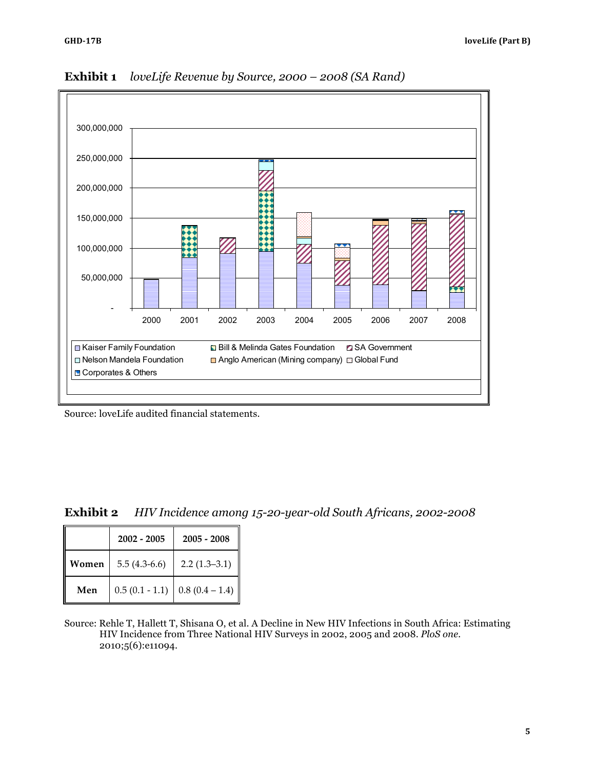**Exhibit 1** *loveLife Revenue by Source, 2000 – 2008 (SA Rand)*

Source: loveLife audited financial statements.

**Exhibit 2** *HIV Incidence among 15-20-year-old South Africans, 2002-2008*

| | 2002 - 2005 | 2005 - 2008 |
|---|---|---|
| **Women** | 5.5 (4.3-6.6) | 2.2 (1.3–3.1) |
| **Men** | 0.5 (0.1 - 1.1) | 0.8 (0.4 – 1.4) |

Source: Rehle T, Hallett T, Shisana O, et al. A Decline in New HIV Infections in South Africa: Estimating HIV Incidence from Three National HIV Surveys in 2002, 2005 and 2008. *PloS one*. 2010;5(6):e11094.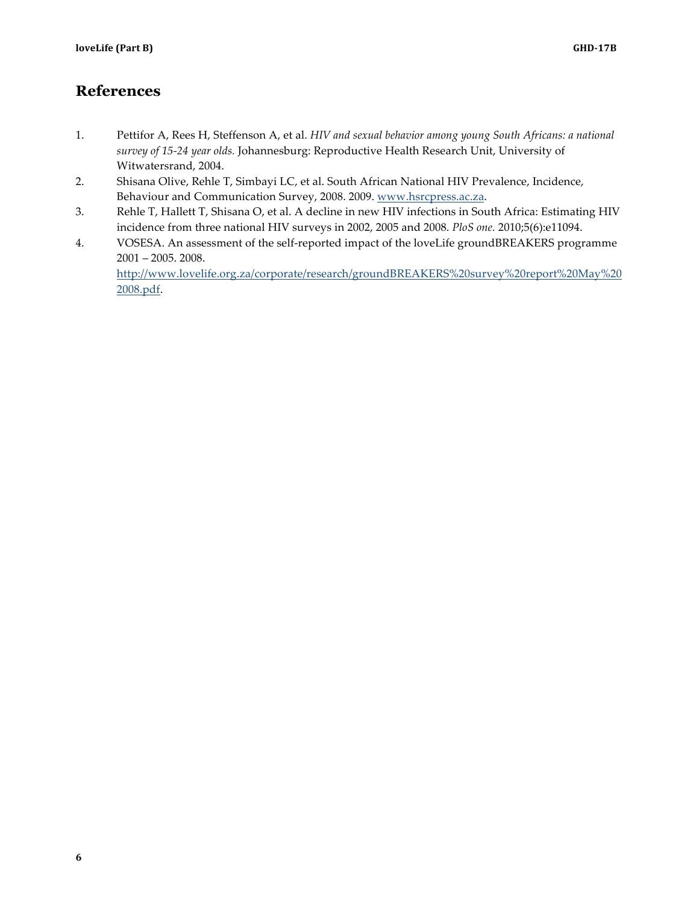## References

1. Pettifor A, Rees H, Steffenson A, et al. *HIV and sexual behavior among young South Africans: a national survey of 15-24 year olds.* Johannesburg: Reproductive Health Research Unit, University of Witwatersrand, 2004.
2. Shisana Olive, Rehle T, Simbayi LC, et al. South African National HIV Prevalence, Incidence, Behaviour and Communication Survey, 2008. 2009. www.hsrcpress.ac.za.
3. Rehle T, Hallett T, Shisana O, et al. A decline in new HIV infections in South Africa: Estimating HIV incidence from three national HIV surveys in 2002, 2005 and 2008. *PloS one.* 2010;5(6):e11094.
4. VOSESA. An assessment of the self-reported impact of the loveLife groundBREAKERS programme 2001 – 2005. 2008. http://www.lovelife.org.za/corporate/research/groundBREAKERS%20survey%20report%20May%202008.pdf.